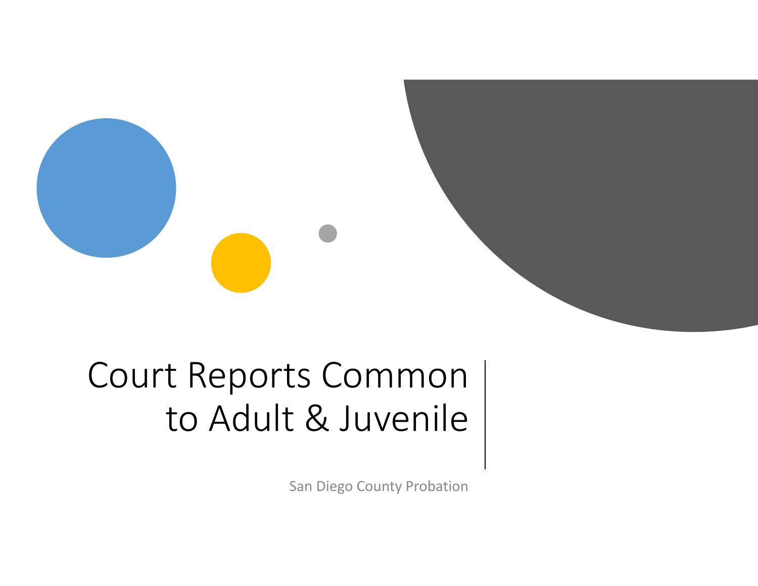# Court Reports Common to Adult & Juvenile

San Diego County Probation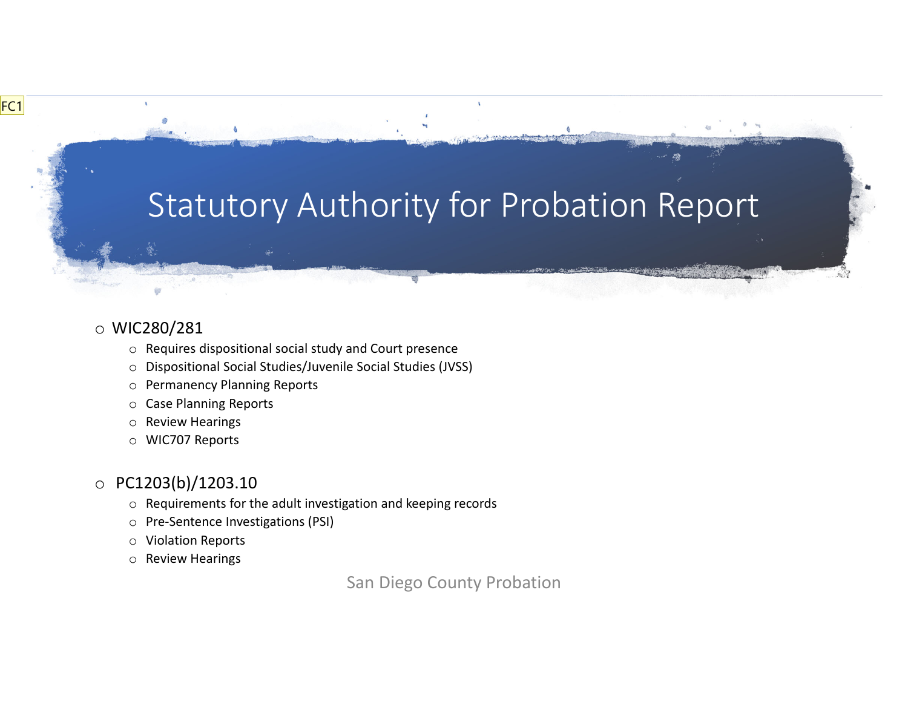# Statutory Authority for Probation Report

- WIC280/281
  - Requires dispositional social study and Court presence
  - Dispositional Social Studies/Juvenile Social Studies (JVSS)
  - Permanency Planning Reports
  - Case Planning Reports
  - Review Hearings
  - WIC707 Reports

- PC1203(b)/1203.10
  - Requirements for the adult investigation and keeping records
  - Pre-Sentence Investigations (PSI)
  - Violation Reports
  - Review Hearings

San Diego County Probation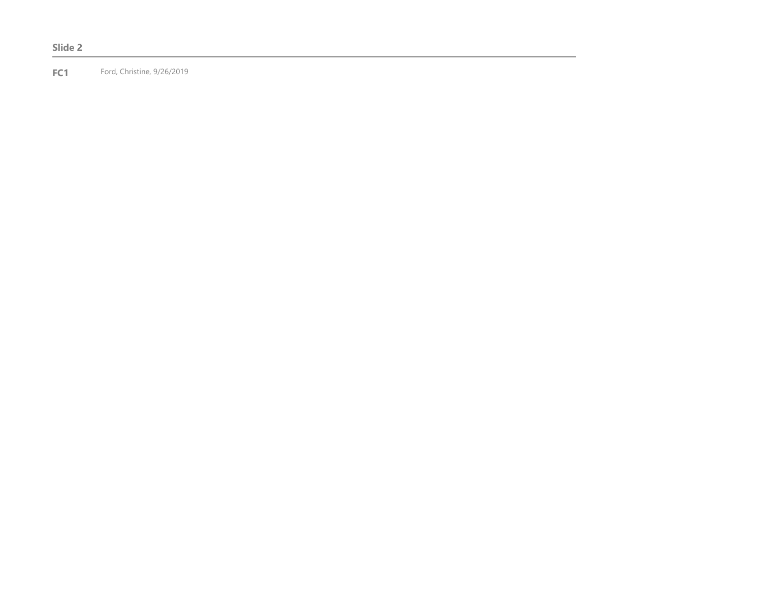**Slide 2**

---

**FC1** Ford, Christine, 9/26/2019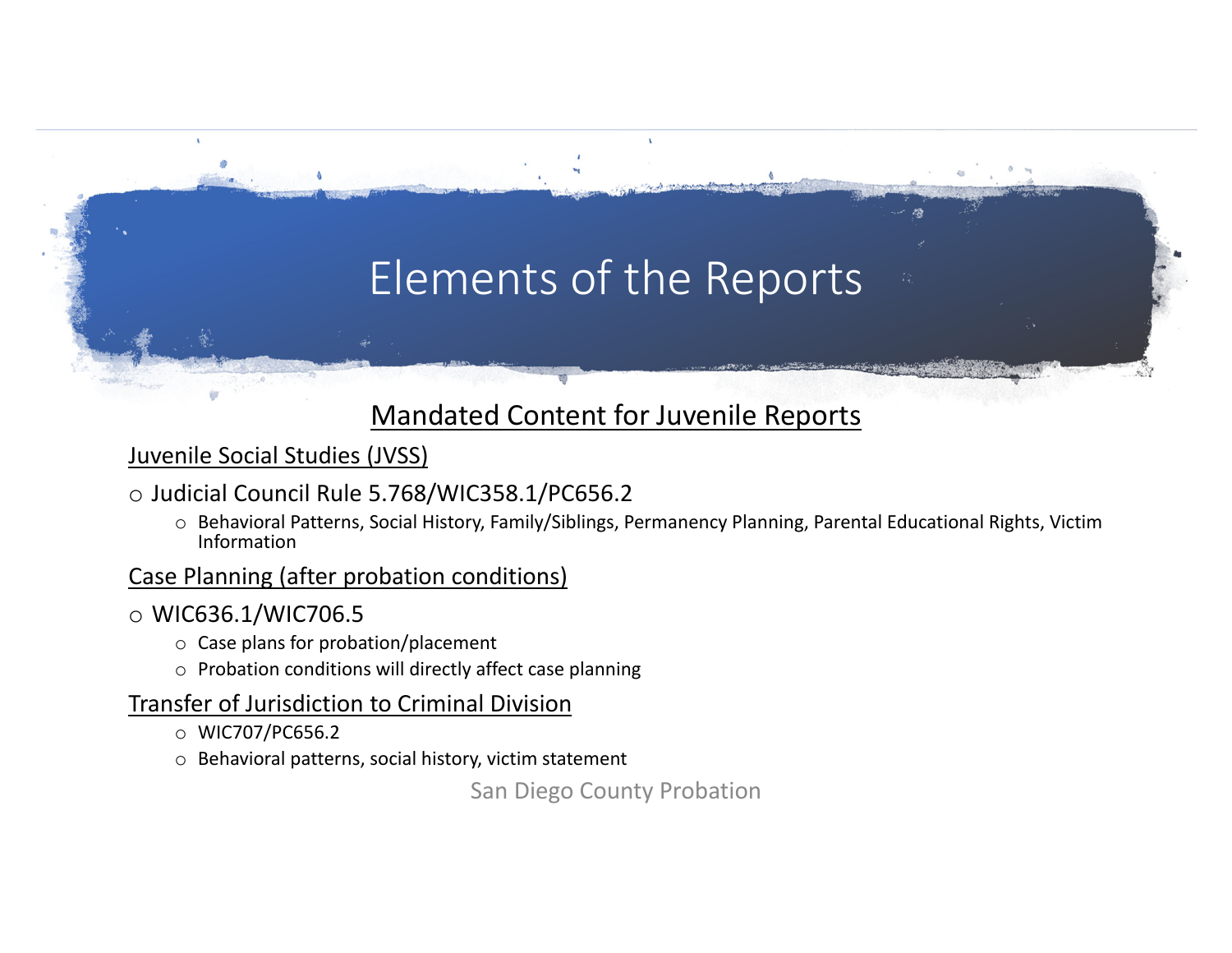# Elements of the Reports

## Mandated Content for Juvenile Reports

### Juvenile Social Studies (JVSS)

- Judicial Council Rule 5.768/WIC358.1/PC656.2
  - Behavioral Patterns, Social History, Family/Siblings, Permanency Planning, Parental Educational Rights, Victim Information

### Case Planning (after probation conditions)

- WIC636.1/WIC706.5
  - Case plans for probation/placement
  - Probation conditions will directly affect case planning

### Transfer of Jurisdiction to Criminal Division

- WIC707/PC656.2
- Behavioral patterns, social history, victim statement

San Diego County Probation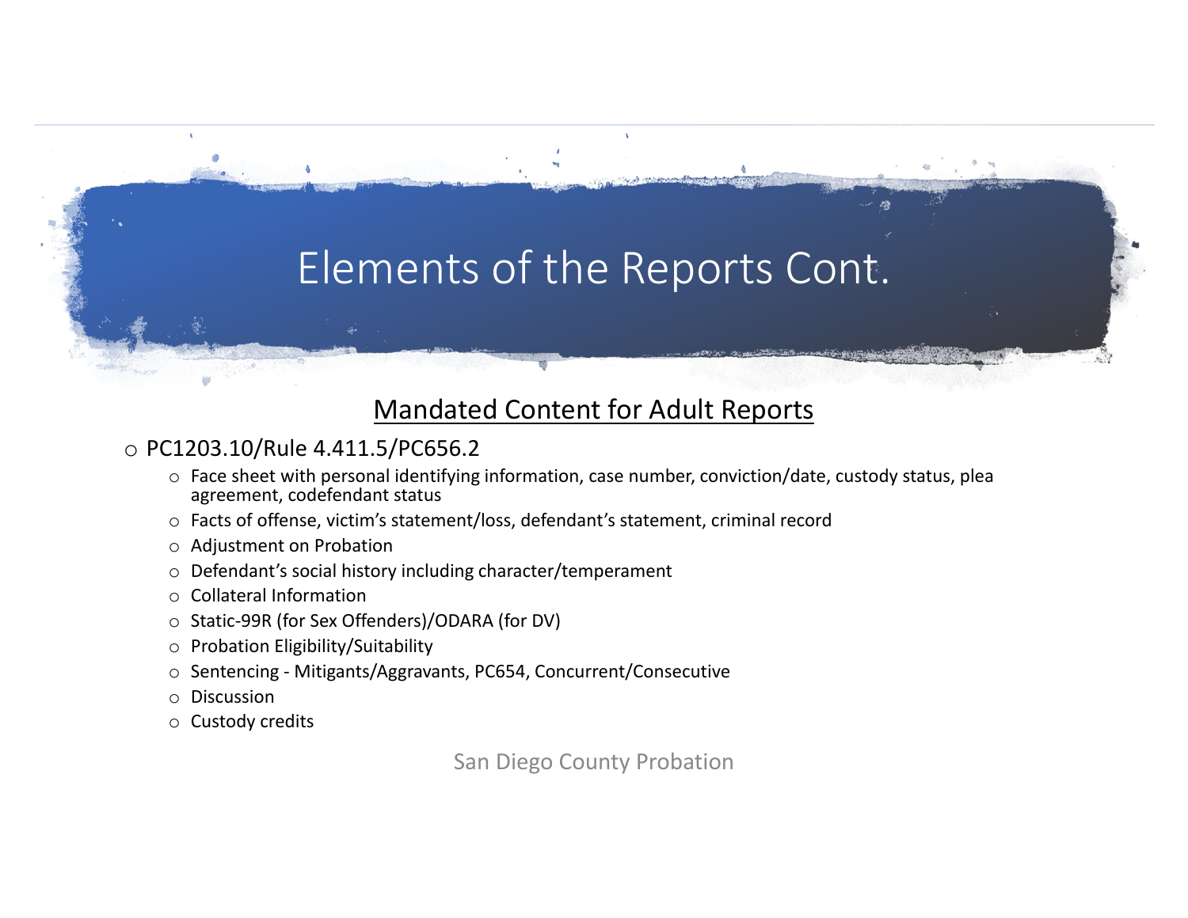# Elements of the Reports Cont.

## Mandated Content for Adult Reports

- PC1203.10/Rule 4.411.5/PC656.2
  - Face sheet with personal identifying information, case number, conviction/date, custody status, plea agreement, codefendant status
  - Facts of offense, victim's statement/loss, defendant's statement, criminal record
  - Adjustment on Probation
  - Defendant's social history including character/temperament
  - Collateral Information
  - Static-99R (for Sex Offenders)/ODARA (for DV)
  - Probation Eligibility/Suitability
  - Sentencing - Mitigants/Aggravants, PC654, Concurrent/Consecutive
  - Discussion
  - Custody credits

San Diego County Probation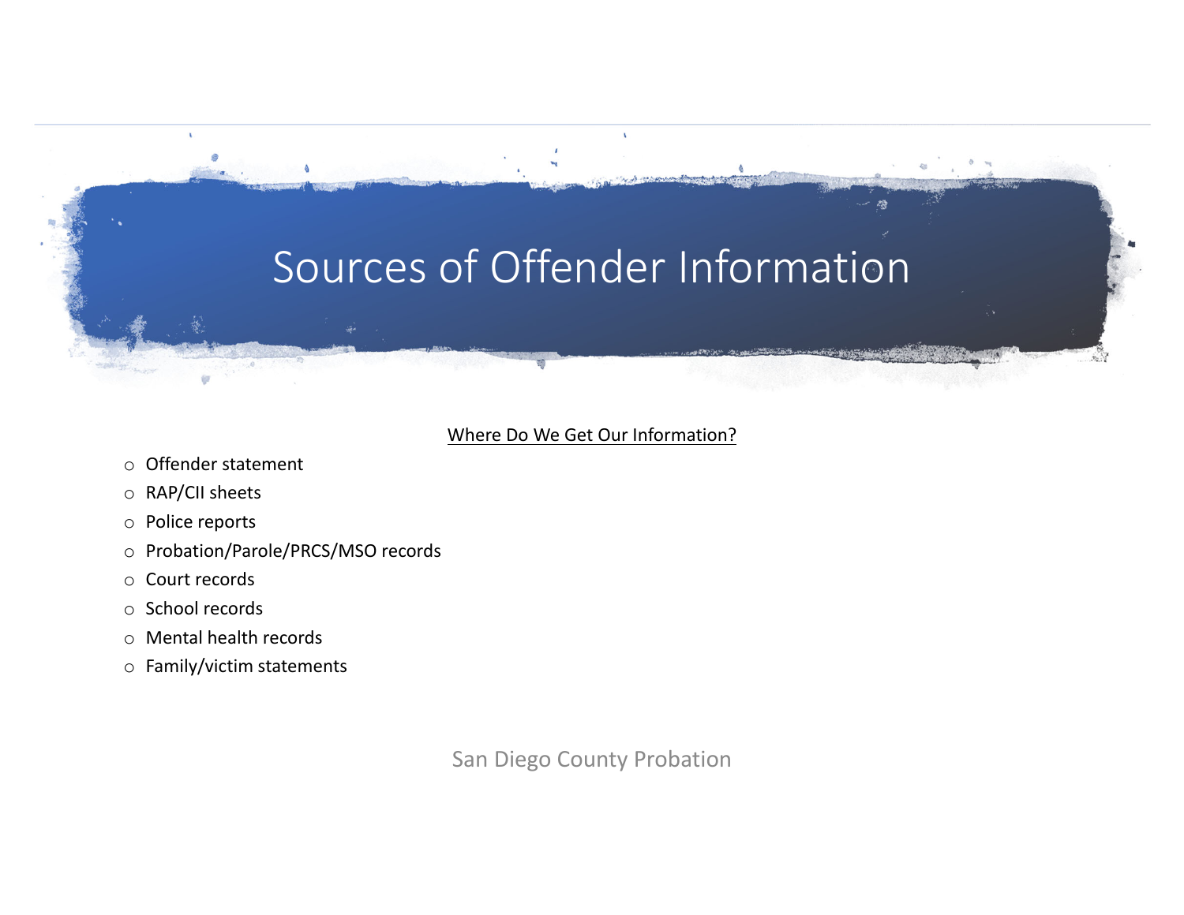# Sources of Offender Information

<u>Where Do We Get Our Information?</u>

- Offender statement
- RAP/CII sheets
- Police reports
- Probation/Parole/PRCS/MSO records
- Court records
- School records
- Mental health records
- Family/victim statements

San Diego County Probation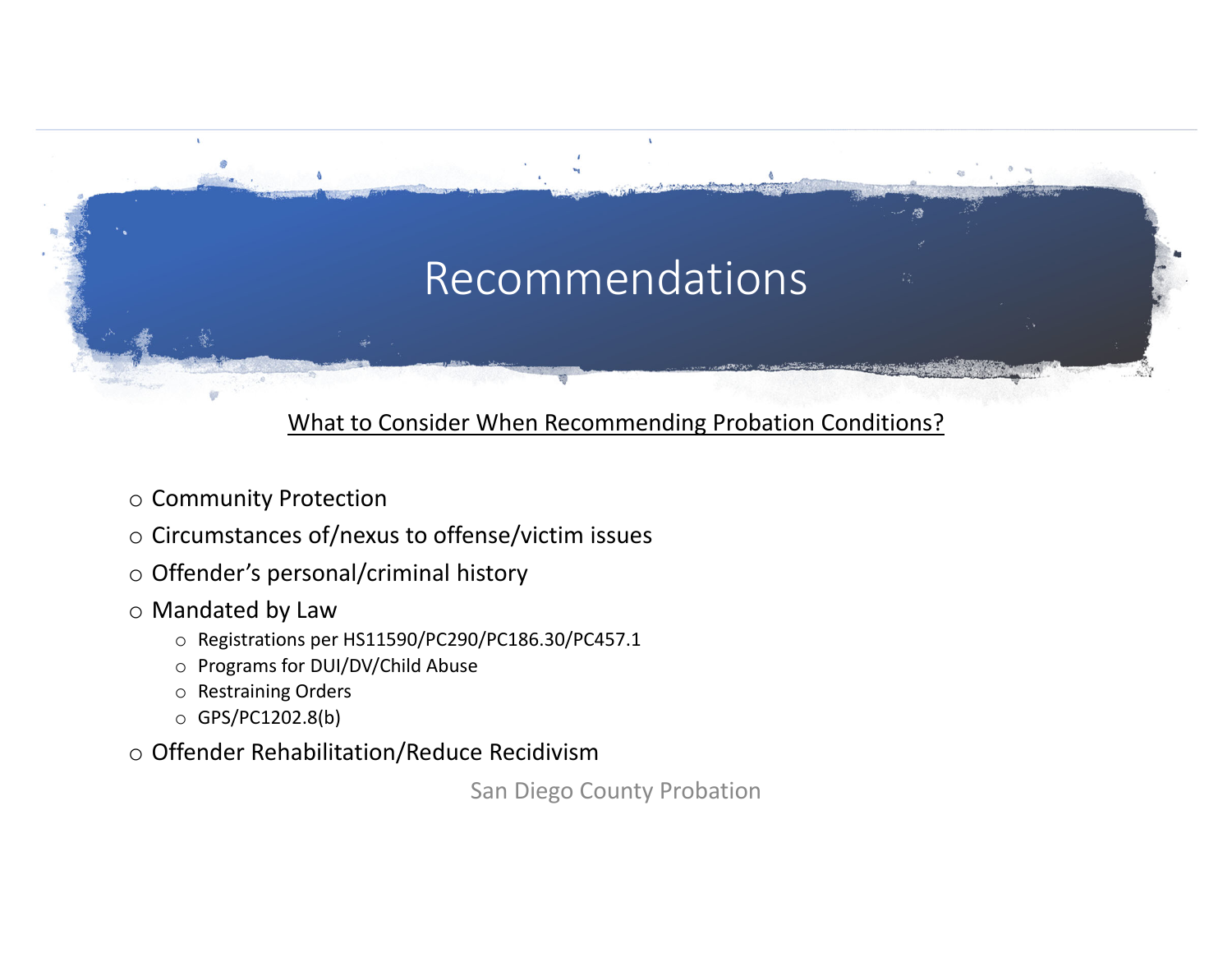# Recommendations

<u>What to Consider When Recommending Probation Conditions?</u>

- Community Protection
- Circumstances of/nexus to offense/victim issues
- Offender's personal/criminal history
- Mandated by Law
  - Registrations per HS11590/PC290/PC186.30/PC457.1
  - Programs for DUI/DV/Child Abuse
  - Restraining Orders
  - GPS/PC1202.8(b)
- Offender Rehabilitation/Reduce Recidivism

San Diego County Probation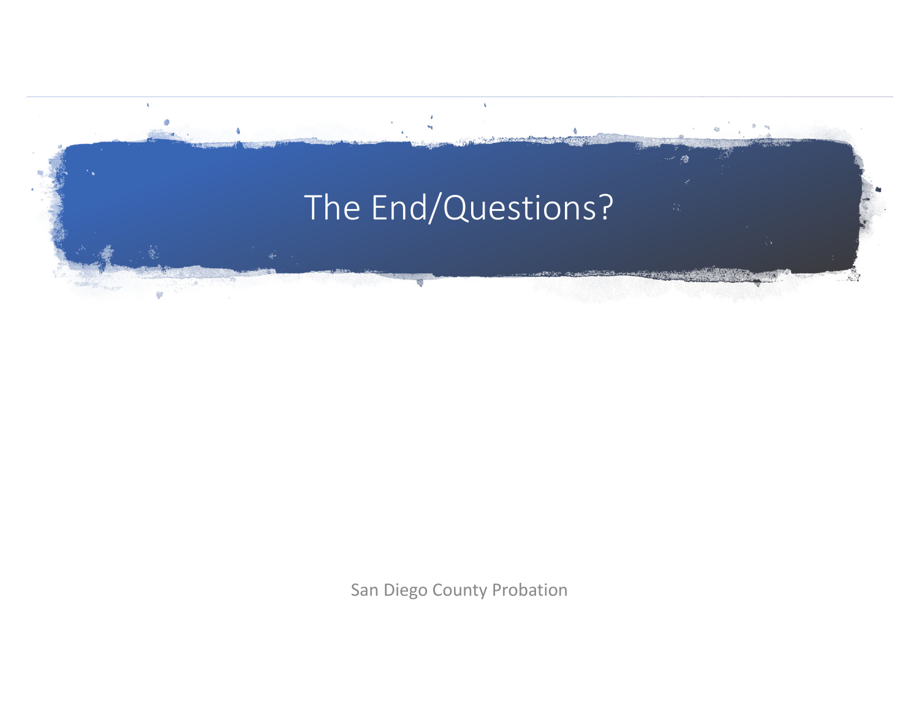# The End/Questions?

San Diego County Probation